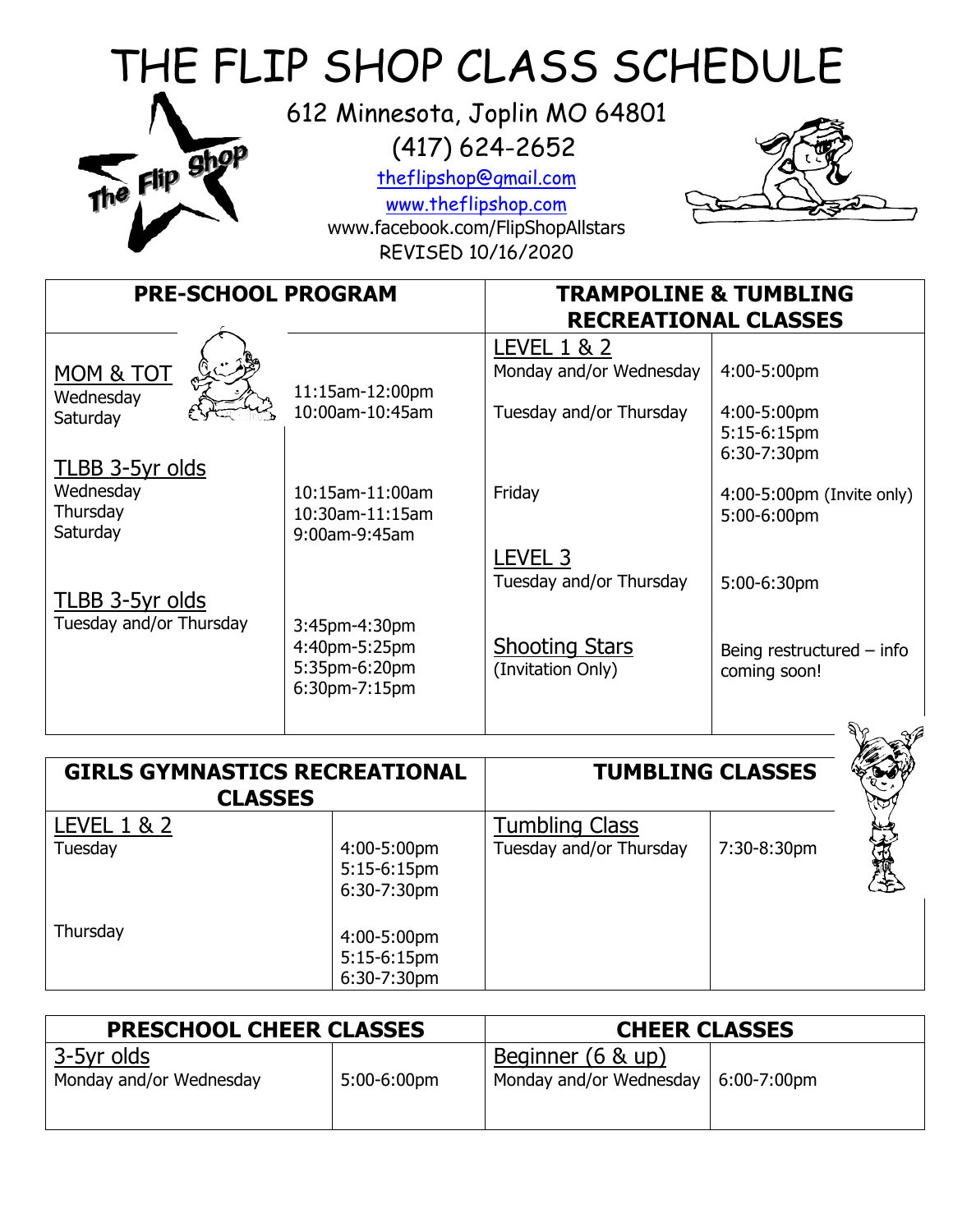# THE FLIP SHOP CLASS SCHEDULE

612 Minnesota, Joplin MO 64801

(417) 624-2652

theflipshop@gmail.com

www.theflipshop.com

www.facebook.com/FlipShopAllstars

REVISED 10/16/2020

| PRE-SCHOOL PROGRAM | | TRAMPOLINE & TUMBLING RECREATIONAL CLASSES | |
|---|---|---|---|
| **MOM & TOT** | | **LEVEL 1 & 2** | |
| Wednesday | 11:15am-12:00pm | Monday and/or Wednesday | 4:00-5:00pm |
| Saturday | 10:00am-10:45am | Tuesday and/or Thursday | 4:00-5:00pm<br>5:15-6:15pm<br>6:30-7:30pm |
| **TLBB 3-5yr olds** | | | |
| Wednesday | 10:15am-11:00am | Friday | 4:00-5:00pm (Invite only)<br>5:00-6:00pm |
| Thursday | 10:30am-11:15am | | |
| Saturday | 9:00am-9:45am | | |
| | | **LEVEL 3** | |
| **TLBB 3-5yr olds** | | Tuesday and/or Thursday | 5:00-6:30pm |
| Tuesday and/or Thursday | 3:45pm-4:30pm<br>4:40pm-5:25pm<br>5:35pm-6:20pm<br>6:30pm-7:15pm | **Shooting Stars** (Invitation Only) | Being restructured – info coming soon! |

| GIRLS GYMNASTICS RECREATIONAL CLASSES | | TUMBLING CLASSES | |
|---|---|---|---|
| **LEVEL 1 & 2** | | **Tumbling Class** | |
| Tuesday | 4:00-5:00pm<br>5:15-6:15pm<br>6:30-7:30pm | Tuesday and/or Thursday | 7:30-8:30pm |
| Thursday | 4:00-5:00pm<br>5:15-6:15pm<br>6:30-7:30pm | | |

| PRESCHOOL CHEER CLASSES | | CHEER CLASSES | |
|---|---|---|---|
| **3-5yr olds** | | **Beginner (6 & up)** | |
| Monday and/or Wednesday | 5:00-6:00pm | Monday and/or Wednesday | 6:00-7:00pm |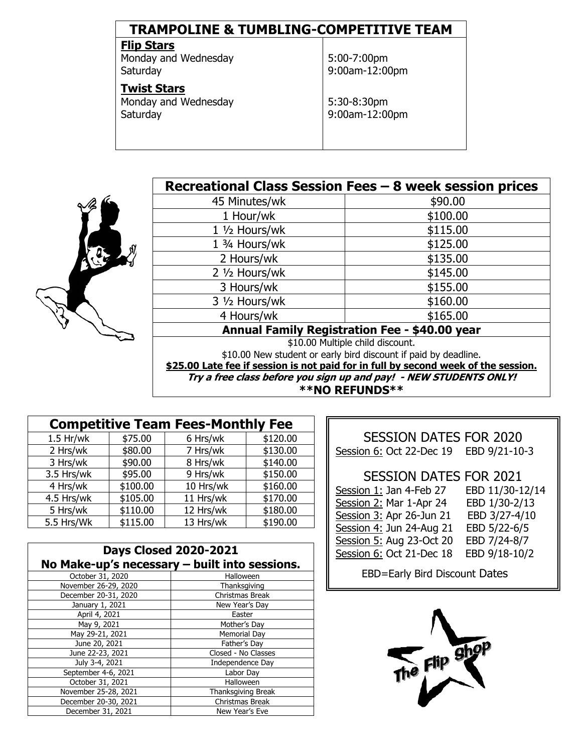## TRAMPOLINE & TUMBLING-COMPETITIVE TEAM

**Flip Stars**

| | |
|---|---|
| Monday and Wednesday | 5:00-7:00pm |
| Saturday | 9:00am-12:00pm |

**Twist Stars**

| | |
|---|---|
| Monday and Wednesday | 5:30-8:30pm |
| Saturday | 9:00am-12:00pm |

## Recreational Class Session Fees – 8 week session prices

| | |
|---|---|
| 45 Minutes/wk | $90.00 |
| 1 Hour/wk | $100.00 |
| 1 ½ Hours/wk | $115.00 |
| 1 ¾ Hours/wk | $125.00 |
| 2 Hours/wk | $135.00 |
| 2 ½ Hours/wk | $145.00 |
| 3 Hours/wk | $155.00 |
| 3 ½ Hours/wk | $160.00 |
| 4 Hours/wk | $165.00 |

**Annual Family Registration Fee - $40.00 year**

$10.00 Multiple child discount.

$10.00 New student or early bird discount if paid by deadline.

**$25.00 Late fee if session is not paid for in full by second week of the session.**

***Try a free class before you sign up and pay! - NEW STUDENTS ONLY!***

****NO REFUNDS****

## Competitive Team Fees-Monthly Fee

| | | | |
|---|---|---|---|
| 1.5 Hr/wk | $75.00 | 6 Hrs/wk | $120.00 |
| 2 Hrs/wk | $80.00 | 7 Hrs/wk | $130.00 |
| 3 Hrs/wk | $90.00 | 8 Hrs/wk | $140.00 |
| 3.5 Hrs/wk | $95.00 | 9 Hrs/wk | $150.00 |
| 4 Hrs/wk | $100.00 | 10 Hrs/wk | $160.00 |
| 4.5 Hrs/wk | $105.00 | 11 Hrs/wk | $170.00 |
| 5 Hrs/wk | $110.00 | 12 Hrs/wk | $180.00 |
| 5.5 Hrs/Wk | $115.00 | 13 Hrs/wk | $190.00 |

## SESSION DATES FOR 2020

Session 6: Oct 22-Dec 19 EBD 9/21-10-3

## SESSION DATES FOR 2021

Session 1: Jan 4-Feb 27 EBD 11/30-12/14
Session 2: Mar 1-Apr 24 EBD 1/30-2/13
Session 3: Apr 26-Jun 21 EBD 3/27-4/10
Session 4: Jun 24-Aug 21 EBD 5/22-6/5
Session 5: Aug 23-Oct 20 EBD 7/24-8/7
Session 6: Oct 21-Dec 18 EBD 9/18-10/2

EBD=Early Bird Discount Dates

## Days Closed 2020-2021

**No Make-up's necessary – built into sessions.**

| | |
|---|---|
| October 31, 2020 | Halloween |
| November 26-29, 2020 | Thanksgiving |
| December 20-31, 2020 | Christmas Break |
| January 1, 2021 | New Year's Day |
| April 4, 2021 | Easter |
| May 9, 2021 | Mother's Day |
| May 29-21, 2021 | Memorial Day |
| June 20, 2021 | Father's Day |
| June 22-23, 2021 | Closed - No Classes |
| July 3-4, 2021 | Independence Day |
| September 4-6, 2021 | Labor Day |
| October 31, 2021 | Halloween |
| November 25-28, 2021 | Thanksgiving Break |
| December 20-30, 2021 | Christmas Break |
| December 31, 2021 | New Year's Eve |

The Flip Shop